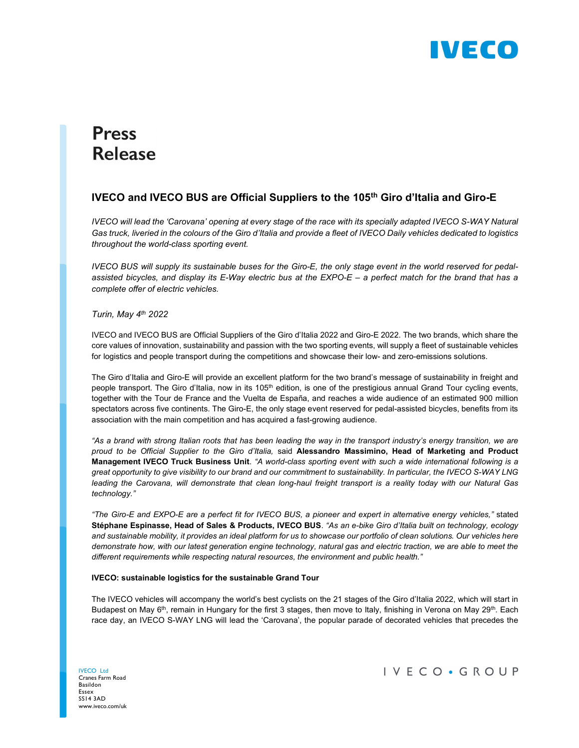# Press Release

## IVECO and IVECO BUS are Official Suppliers to the 105th Giro d'Italia and Giro-E

*IVECO will lead the 'Carovana' opening at every stage of the race with its specially adapted IVECO S-WAY Natural Gas truck, liveried in the colours of the Giro d'Italia and provide a fleet of IVECO Daily vehicles dedicated to logistics throughout the world-class sporting event.*

*IVECO BUS will supply its sustainable buses for the Giro-E, the only stage event in the world reserved for pedal-assisted bicycles, and display its E-Way electric bus at the EXPO-E – a perfect match for the brand that has a complete offer of electric vehicles.*

*Turin, May 4th 2022*

IVECO and IVECO BUS are Official Suppliers of the Giro d'Italia 2022 and Giro-E 2022. The two brands, which share the core values of innovation, sustainability and passion with the two sporting events, will supply a fleet of sustainable vehicles for logistics and people transport during the competitions and showcase their low- and zero-emissions solutions.

The Giro d'Italia and Giro-E will provide an excellent platform for the two brand's message of sustainability in freight and people transport. The Giro d'Italia, now in its 105th edition, is one of the prestigious annual Grand Tour cycling events, together with the Tour de France and the Vuelta de España, and reaches a wide audience of an estimated 900 million spectators across five continents. The Giro-E, the only stage event reserved for pedal-assisted bicycles, benefits from its association with the main competition and has acquired a fast-growing audience.

*"As a brand with strong Italian roots that has been leading the way in the transport industry's energy transition, we are proud to be Official Supplier to the Giro d'Italia,"* said **Alessandro Massimino, Head of Marketing and Product Management IVECO Truck Business Unit**. *"A world-class sporting event with such a wide international following is a great opportunity to give visibility to our brand and our commitment to sustainability. In particular, the IVECO S-WAY LNG leading the Carovana, will demonstrate that clean long-haul freight transport is a reality today with our Natural Gas technology."*

*"The Giro-E and EXPO-E are a perfect fit for IVECO BUS, a pioneer and expert in alternative energy vehicles,"* stated **Stéphane Espinasse, Head of Sales & Products, IVECO BUS**. *"As an e-bike Giro d'Italia built on technology, ecology and sustainable mobility, it provides an ideal platform for us to showcase our portfolio of clean solutions. Our vehicles here demonstrate how, with our latest generation engine technology, natural gas and electric traction, we are able to meet the different requirements while respecting natural resources, the environment and public health."*

**IVECO: sustainable logistics for the sustainable Grand Tour**

The IVECO vehicles will accompany the world's best cyclists on the 21 stages of the Giro d'Italia 2022, which will start in Budapest on May 6th, remain in Hungary for the first 3 stages, then move to Italy, finishing in Verona on May 29th. Each race day, an IVECO S-WAY LNG will lead the 'Carovana', the popular parade of decorated vehicles that precedes the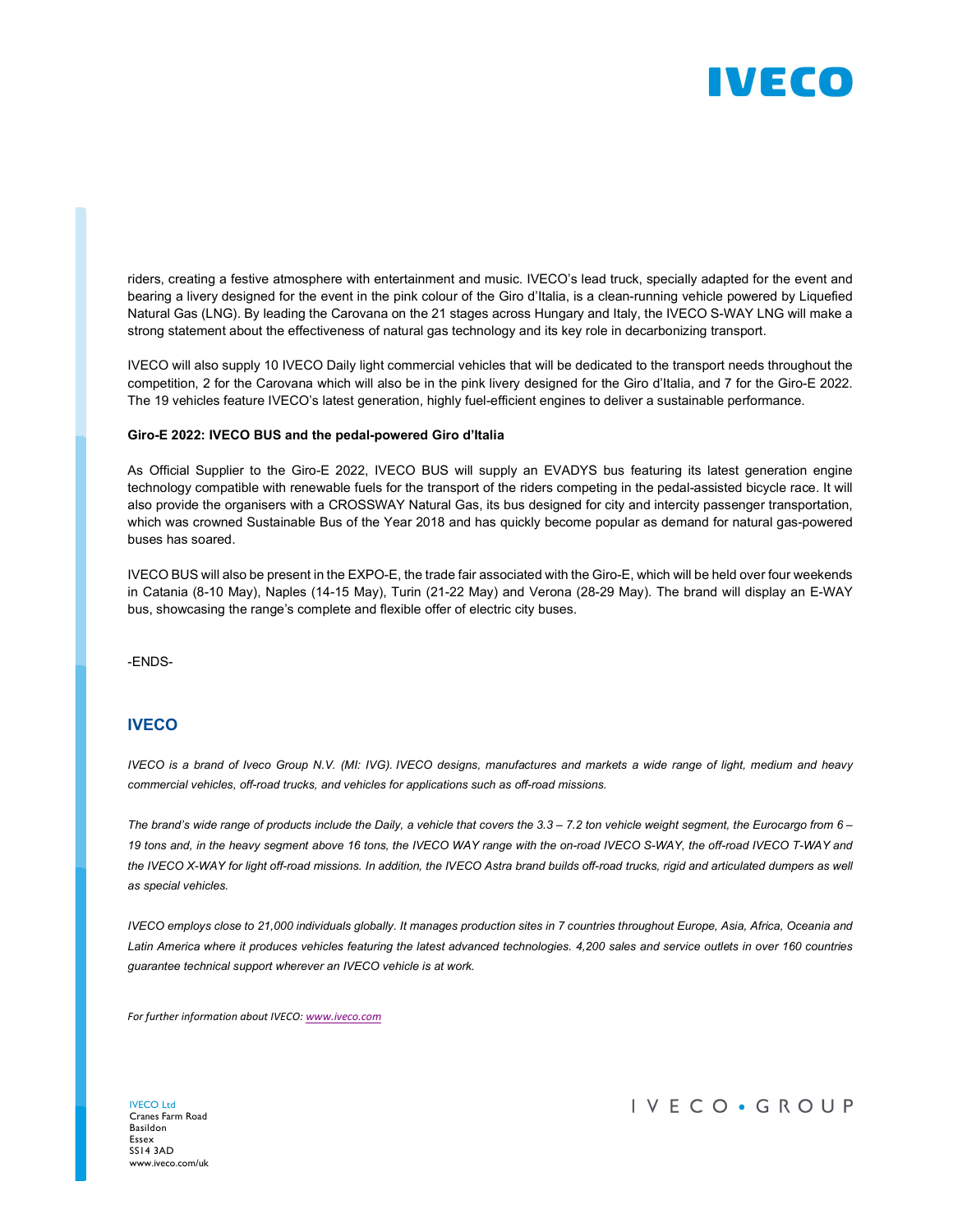riders, creating a festive atmosphere with entertainment and music. IVECO's lead truck, specially adapted for the event and bearing a livery designed for the event in the pink colour of the Giro d'Italia, is a clean-running vehicle powered by Liquefied Natural Gas (LNG). By leading the Carovana on the 21 stages across Hungary and Italy, the IVECO S-WAY LNG will make a strong statement about the effectiveness of natural gas technology and its key role in decarbonizing transport.

IVECO will also supply 10 IVECO Daily light commercial vehicles that will be dedicated to the transport needs throughout the competition, 2 for the Carovana which will also be in the pink livery designed for the Giro d'Italia, and 7 for the Giro-E 2022. The 19 vehicles feature IVECO's latest generation, highly fuel-efficient engines to deliver a sustainable performance.

**Giro-E 2022: IVECO BUS and the pedal-powered Giro d'Italia**

As Official Supplier to the Giro-E 2022, IVECO BUS will supply an EVADYS bus featuring its latest generation engine technology compatible with renewable fuels for the transport of the riders competing in the pedal-assisted bicycle race. It will also provide the organisers with a CROSSWAY Natural Gas, its bus designed for city and intercity passenger transportation, which was crowned Sustainable Bus of the Year 2018 and has quickly become popular as demand for natural gas-powered buses has soared.

IVECO BUS will also be present in the EXPO-E, the trade fair associated with the Giro-E, which will be held over four weekends in Catania (8-10 May), Naples (14-15 May), Turin (21-22 May) and Verona (28-29 May). The brand will display an E-WAY bus, showcasing the range's complete and flexible offer of electric city buses.

-ENDS-

## IVECO

*IVECO is a brand of Iveco Group N.V. (MI: IVG). IVECO designs, manufactures and markets a wide range of light, medium and heavy commercial vehicles, off-road trucks, and vehicles for applications such as off-road missions.*

*The brand's wide range of products include the Daily, a vehicle that covers the 3.3 – 7.2 ton vehicle weight segment, the Eurocargo from 6 – 19 tons and, in the heavy segment above 16 tons, the IVECO WAY range with the on-road IVECO S-WAY, the off-road IVECO T-WAY and the IVECO X-WAY for light off-road missions. In addition, the IVECO Astra brand builds off-road trucks, rigid and articulated dumpers as well as special vehicles.*

*IVECO employs close to 21,000 individuals globally. It manages production sites in 7 countries throughout Europe, Asia, Africa, Oceania and Latin America where it produces vehicles featuring the latest advanced technologies. 4,200 sales and service outlets in over 160 countries guarantee technical support wherever an IVECO vehicle is at work.*

*For further information about IVECO: www.iveco.com*

IVECO Ltd
Cranes Farm Road
Basildon
Essex
SS14 3AD
www.iveco.com/uk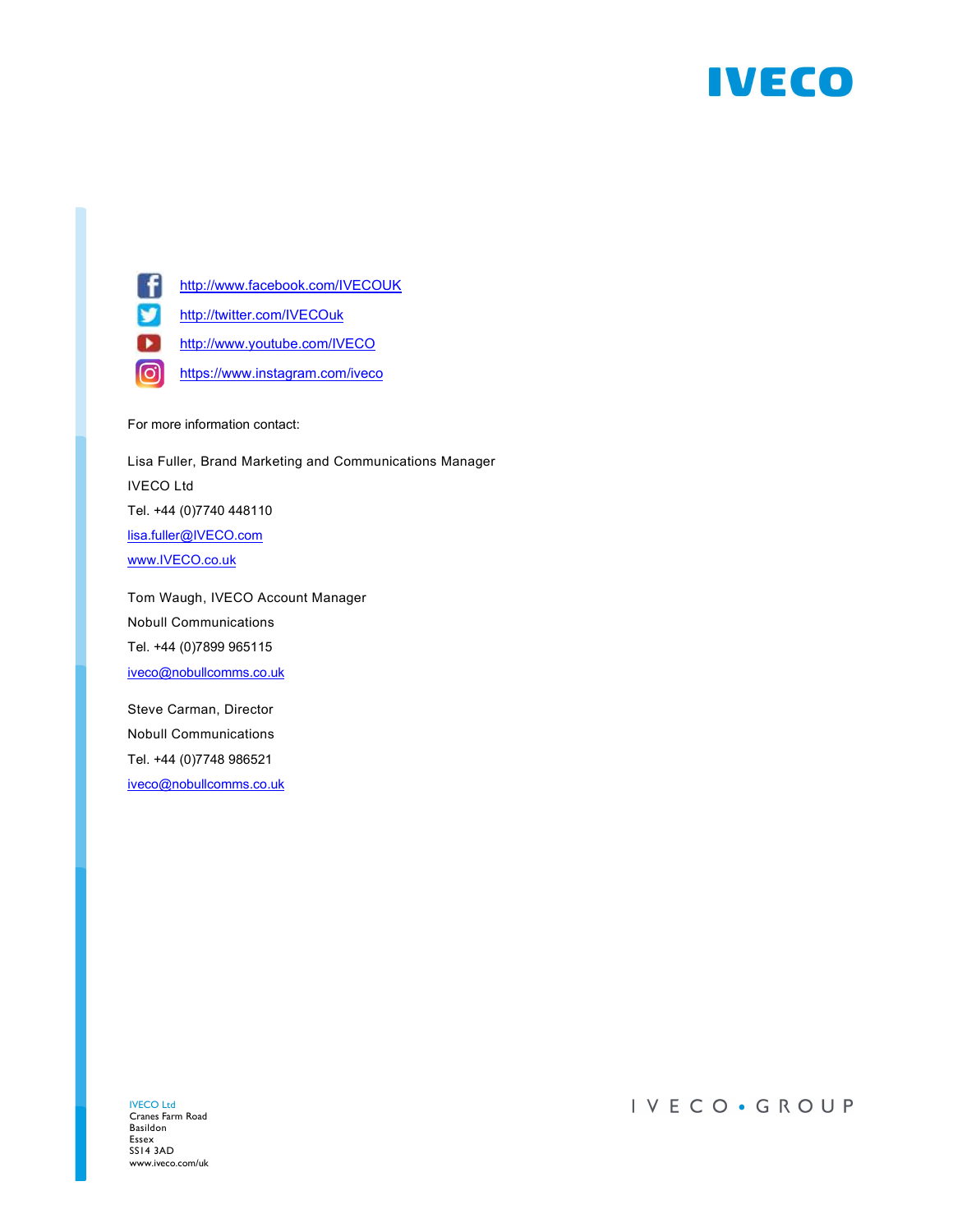http://www.facebook.com/IVECOUK

http://twitter.com/IVECOuk

http://www.youtube.com/IVECO

https://www.instagram.com/iveco

For more information contact:

Lisa Fuller, Brand Marketing and Communications Manager
IVECO Ltd
Tel. +44 (0)7740 448110
lisa.fuller@IVECO.com
www.IVECO.co.uk

Tom Waugh, IVECO Account Manager
Nobull Communications
Tel. +44 (0)7899 965115
iveco@nobullcomms.co.uk

Steve Carman, Director
Nobull Communications
Tel. +44 (0)7748 986521
iveco@nobullcomms.co.uk

IVECO Ltd
Cranes Farm Road
Basildon
Essex
SS14 3AD
www.iveco.com/uk